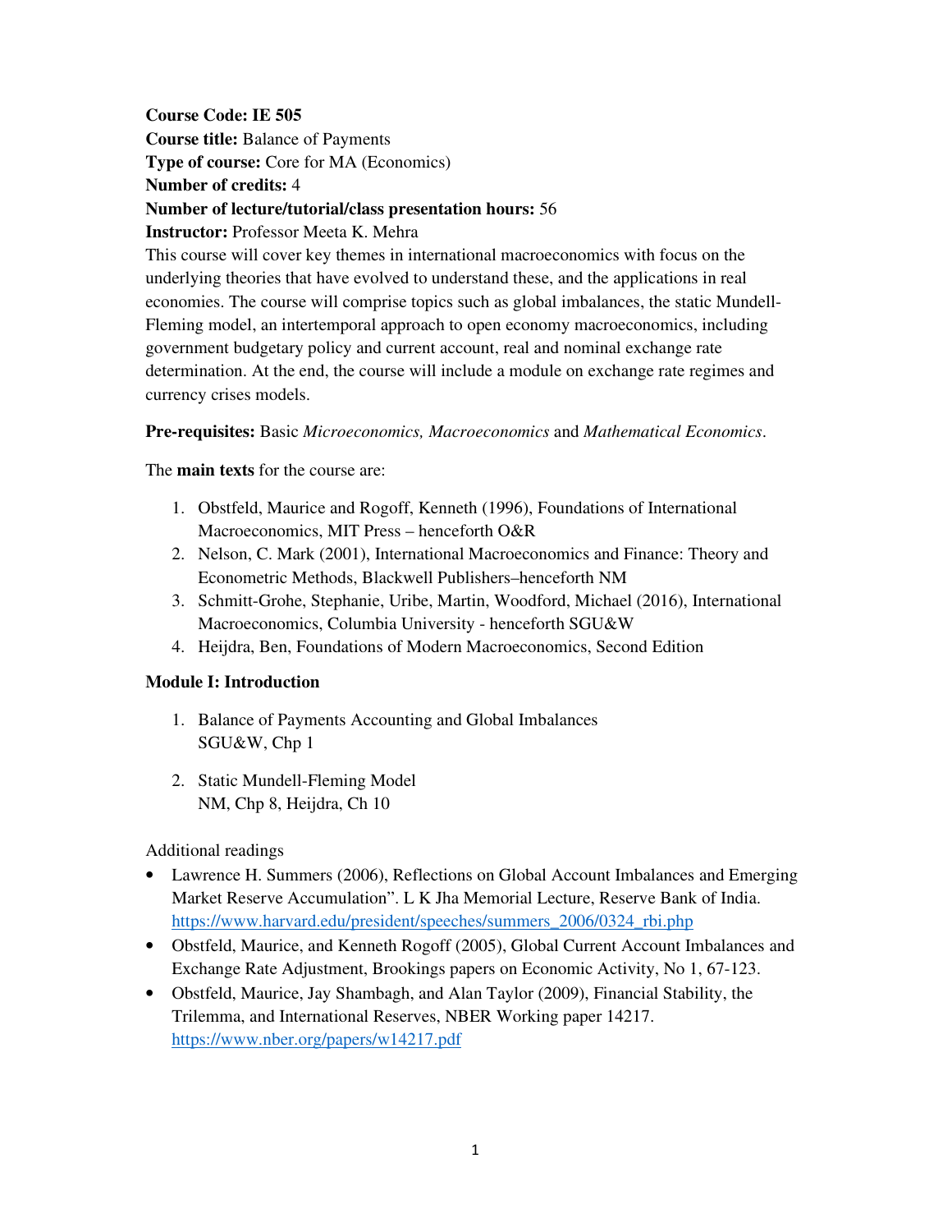**Course Code: IE 505**
**Course title:** Balance of Payments
**Type of course:** Core for MA (Economics)
**Number of credits:** 4
**Number of lecture/tutorial/class presentation hours:** 56
**Instructor:** Professor Meeta K. Mehra

This course will cover key themes in international macroeconomics with focus on the underlying theories that have evolved to understand these, and the applications in real economies. The course will comprise topics such as global imbalances, the static Mundell-Fleming model, an intertemporal approach to open economy macroeconomics, including government budgetary policy and current account, real and nominal exchange rate determination. At the end, the course will include a module on exchange rate regimes and currency crises models.

**Pre-requisites:** Basic *Microeconomics, Macroeconomics* and *Mathematical Economics*.

The **main texts** for the course are:

1. Obstfeld, Maurice and Rogoff, Kenneth (1996), Foundations of International Macroeconomics, MIT Press – henceforth O&R
2. Nelson, C. Mark (2001), International Macroeconomics and Finance: Theory and Econometric Methods, Blackwell Publishers–henceforth NM
3. Schmitt-Grohe, Stephanie, Uribe, Martin, Woodford, Michael (2016), International Macroeconomics, Columbia University - henceforth SGU&W
4. Heijdra, Ben, Foundations of Modern Macroeconomics, Second Edition

**Module I: Introduction**

1. Balance of Payments Accounting and Global Imbalances
   SGU&W, Chp 1

2. Static Mundell-Fleming Model
   NM, Chp 8, Heijdra, Ch 10

Additional readings

- Lawrence H. Summers (2006), Reflections on Global Account Imbalances and Emerging Market Reserve Accumulation". L K Jha Memorial Lecture, Reserve Bank of India. https://www.harvard.edu/president/speeches/summers_2006/0324_rbi.php
- Obstfeld, Maurice, and Kenneth Rogoff (2005), Global Current Account Imbalances and Exchange Rate Adjustment, Brookings papers on Economic Activity, No 1, 67-123.
- Obstfeld, Maurice, Jay Shambagh, and Alan Taylor (2009), Financial Stability, the Trilemma, and International Reserves, NBER Working paper 14217. https://www.nber.org/papers/w14217.pdf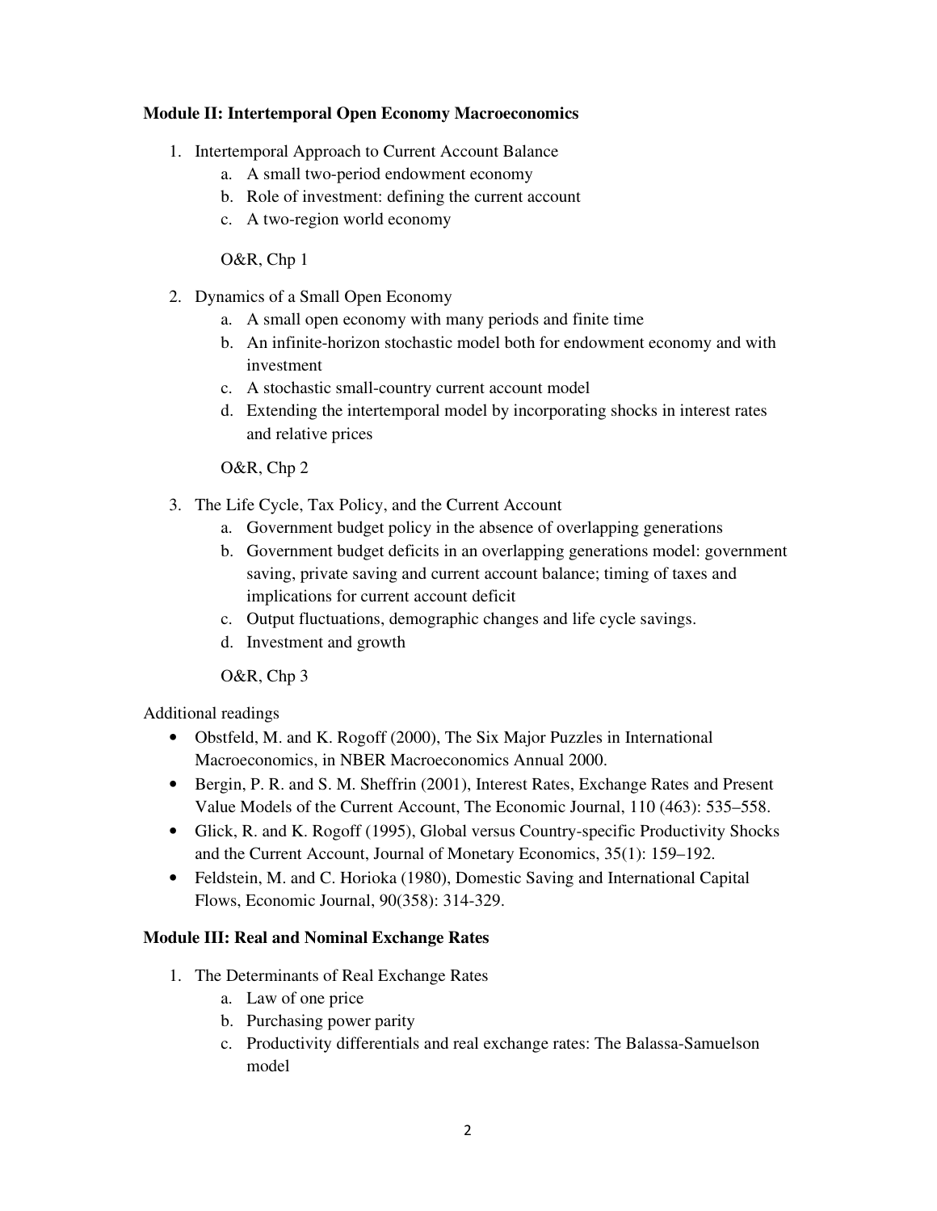**Module II: Intertemporal Open Economy Macroeconomics**

1. Intertemporal Approach to Current Account Balance
    a. A small two-period endowment economy
    b. Role of investment: defining the current account
    c. A two-region world economy

    O&R, Chp 1

2. Dynamics of a Small Open Economy
    a. A small open economy with many periods and finite time
    b. An infinite-horizon stochastic model both for endowment economy and with investment
    c. A stochastic small-country current account model
    d. Extending the intertemporal model by incorporating shocks in interest rates and relative prices

    O&R, Chp 2

3. The Life Cycle, Tax Policy, and the Current Account
    a. Government budget policy in the absence of overlapping generations
    b. Government budget deficits in an overlapping generations model: government saving, private saving and current account balance; timing of taxes and implications for current account deficit
    c. Output fluctuations, demographic changes and life cycle savings.
    d. Investment and growth

    O&R, Chp 3

Additional readings

- Obstfeld, M. and K. Rogoff (2000), The Six Major Puzzles in International Macroeconomics, in NBER Macroeconomics Annual 2000.
- Bergin, P. R. and S. M. Sheffrin (2001), Interest Rates, Exchange Rates and Present Value Models of the Current Account, The Economic Journal, 110 (463): 535–558.
- Glick, R. and K. Rogoff (1995), Global versus Country-specific Productivity Shocks and the Current Account, Journal of Monetary Economics, 35(1): 159–192.
- Feldstein, M. and C. Horioka (1980), Domestic Saving and International Capital Flows, Economic Journal, 90(358): 314-329.

**Module III: Real and Nominal Exchange Rates**

1. The Determinants of Real Exchange Rates
    a. Law of one price
    b. Purchasing power parity
    c. Productivity differentials and real exchange rates: The Balassa-Samuelson model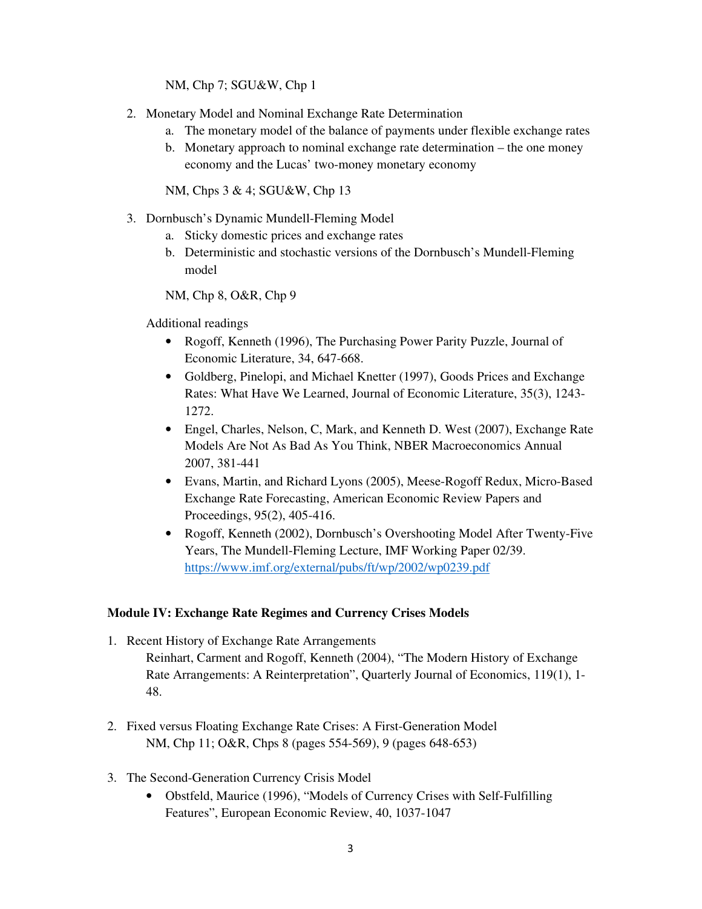NM, Chp 7; SGU&W, Chp 1

2. Monetary Model and Nominal Exchange Rate Determination
   a. The monetary model of the balance of payments under flexible exchange rates
   b. Monetary approach to nominal exchange rate determination – the one money economy and the Lucas' two-money monetary economy

   NM, Chps 3 & 4; SGU&W, Chp 13

3. Dornbusch's Dynamic Mundell-Fleming Model
   a. Sticky domestic prices and exchange rates
   b. Deterministic and stochastic versions of the Dornbusch's Mundell-Fleming model

   NM, Chp 8, O&R, Chp 9

Additional readings

- Rogoff, Kenneth (1996), The Purchasing Power Parity Puzzle, Journal of Economic Literature, 34, 647-668.
- Goldberg, Pinelopi, and Michael Knetter (1997), Goods Prices and Exchange Rates: What Have We Learned, Journal of Economic Literature, 35(3), 1243-1272.
- Engel, Charles, Nelson, C, Mark, and Kenneth D. West (2007), Exchange Rate Models Are Not As Bad As You Think, NBER Macroeconomics Annual 2007, 381-441
- Evans, Martin, and Richard Lyons (2005), Meese-Rogoff Redux, Micro-Based Exchange Rate Forecasting, American Economic Review Papers and Proceedings, 95(2), 405-416.
- Rogoff, Kenneth (2002), Dornbusch's Overshooting Model After Twenty-Five Years, The Mundell-Fleming Lecture, IMF Working Paper 02/39. https://www.imf.org/external/pubs/ft/wp/2002/wp0239.pdf

**Module IV: Exchange Rate Regimes and Currency Crises Models**

1. Recent History of Exchange Rate Arrangements
   Reinhart, Carment and Rogoff, Kenneth (2004), "The Modern History of Exchange Rate Arrangements: A Reinterpretation", Quarterly Journal of Economics, 119(1), 1-48.

2. Fixed versus Floating Exchange Rate Crises: A First-Generation Model
   NM, Chp 11; O&R, Chps 8 (pages 554-569), 9 (pages 648-653)

3. The Second-Generation Currency Crisis Model
   - Obstfeld, Maurice (1996), "Models of Currency Crises with Self-Fulfilling Features", European Economic Review, 40, 1037-1047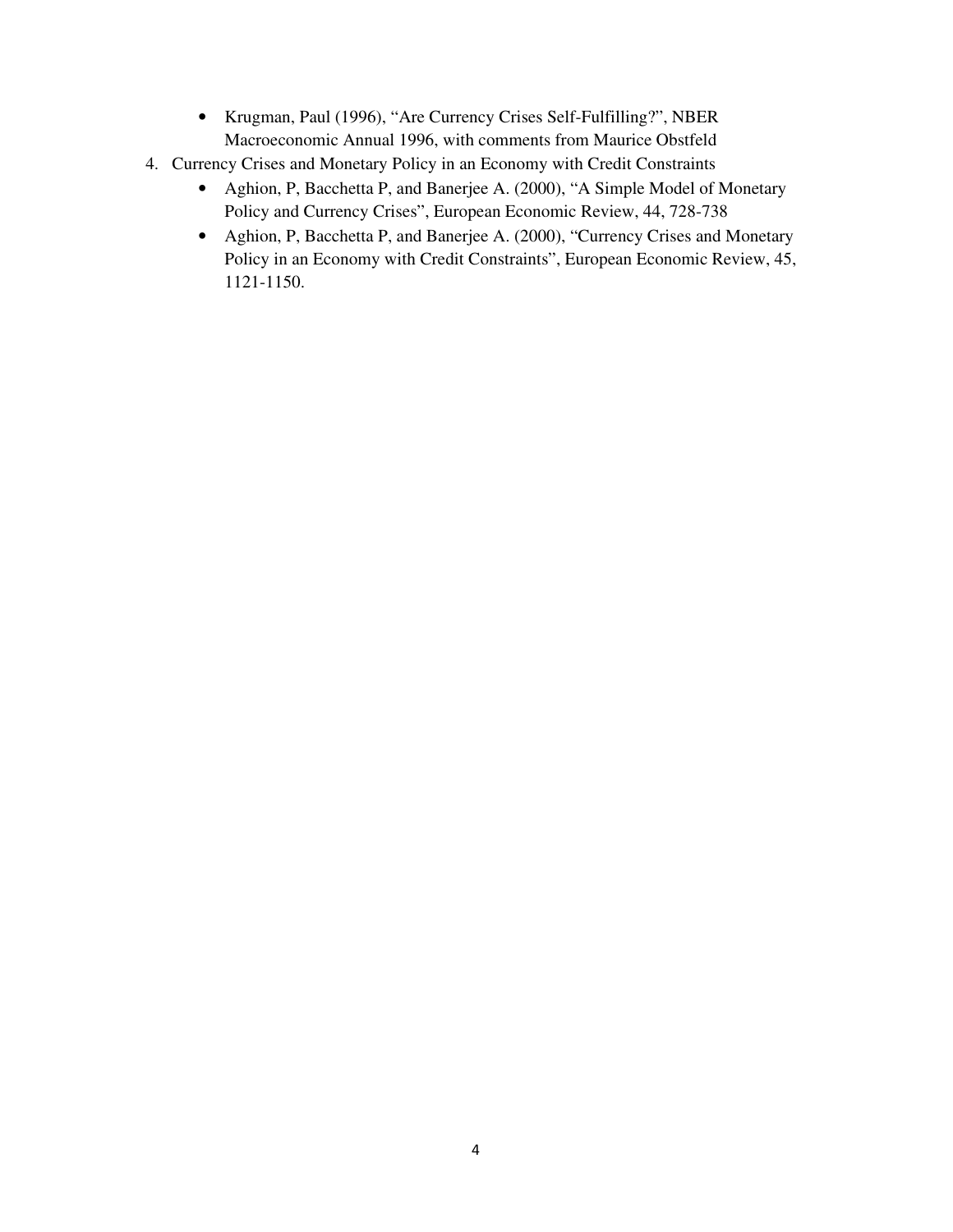- Krugman, Paul (1996), "Are Currency Crises Self-Fulfilling?", NBER Macroeconomic Annual 1996, with comments from Maurice Obstfeld

4. Currency Crises and Monetary Policy in an Economy with Credit Constraints
   - Aghion, P, Bacchetta P, and Banerjee A. (2000), "A Simple Model of Monetary Policy and Currency Crises", European Economic Review, 44, 728-738
   - Aghion, P, Bacchetta P, and Banerjee A. (2000), "Currency Crises and Monetary Policy in an Economy with Credit Constraints", European Economic Review, 45, 1121-1150.